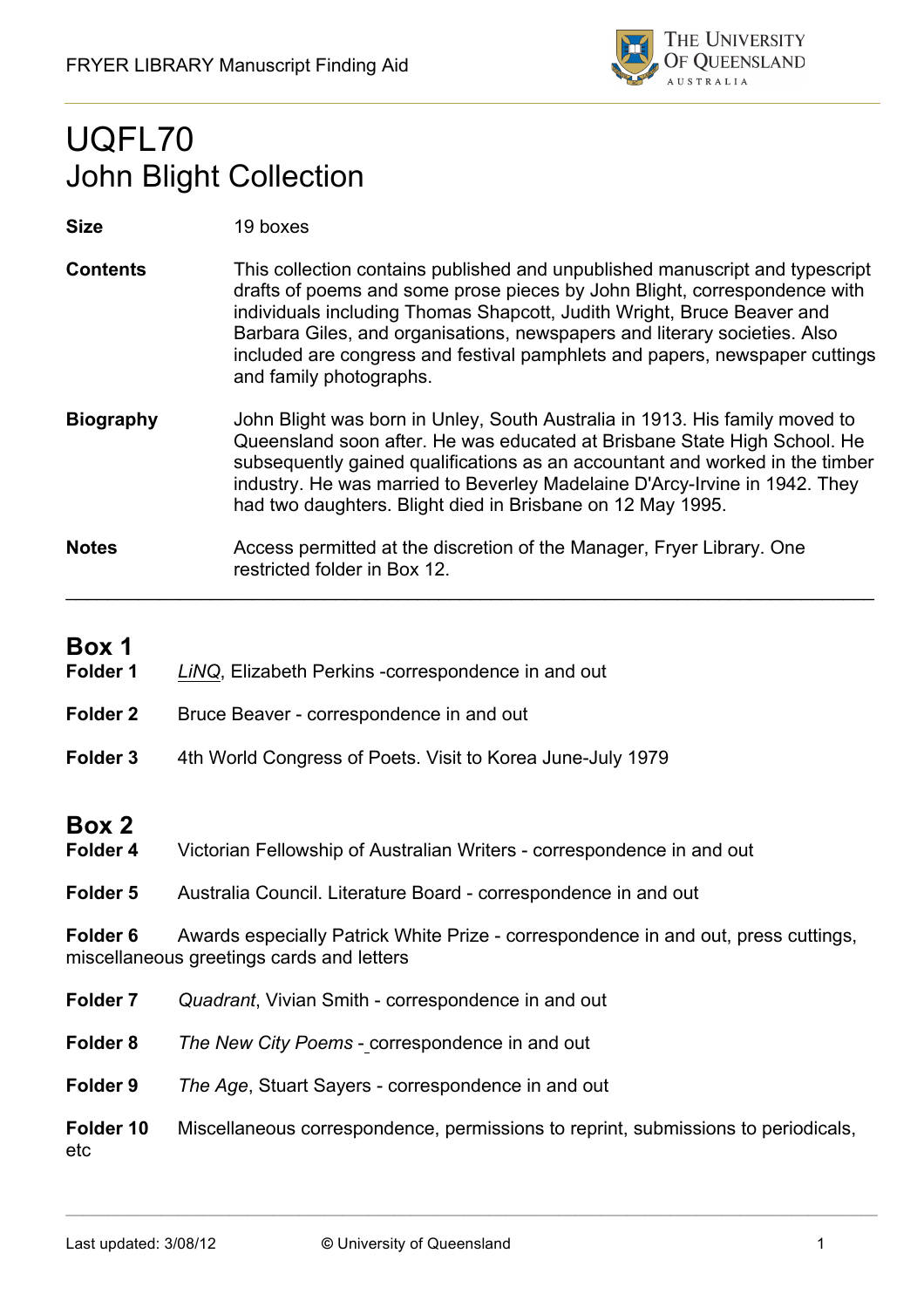# UQFL70
# John Blight Collection

**Size** 19 boxes

**Contents** This collection contains published and unpublished manuscript and typescript drafts of poems and some prose pieces by John Blight, correspondence with individuals including Thomas Shapcott, Judith Wright, Bruce Beaver and Barbara Giles, and organisations, newspapers and literary societies. Also included are congress and festival pamphlets and papers, newspaper cuttings and family photographs.

**Biography** John Blight was born in Unley, South Australia in 1913. His family moved to Queensland soon after. He was educated at Brisbane State High School. He subsequently gained qualifications as an accountant and worked in the timber industry. He was married to Beverley Madelaine D'Arcy-Irvine in 1942. They had two daughters. Blight died in Brisbane on 12 May 1995.

**Notes** Access permitted at the discretion of the Manager, Fryer Library. One restricted folder in Box 12.

---

## Box 1

**Folder 1** *LiNQ*, Elizabeth Perkins -correspondence in and out

**Folder 2** Bruce Beaver - correspondence in and out

**Folder 3** 4th World Congress of Poets. Visit to Korea June-July 1979

## Box 2

**Folder 4** Victorian Fellowship of Australian Writers - correspondence in and out

**Folder 5** Australia Council. Literature Board - correspondence in and out

**Folder 6** Awards especially Patrick White Prize - correspondence in and out, press cuttings, miscellaneous greetings cards and letters

**Folder 7** *Quadrant*, Vivian Smith - correspondence in and out

**Folder 8** *The New City Poems* - correspondence in and out

**Folder 9** *The Age*, Stuart Sayers - correspondence in and out

**Folder 10** Miscellaneous correspondence, permissions to reprint, submissions to periodicals, etc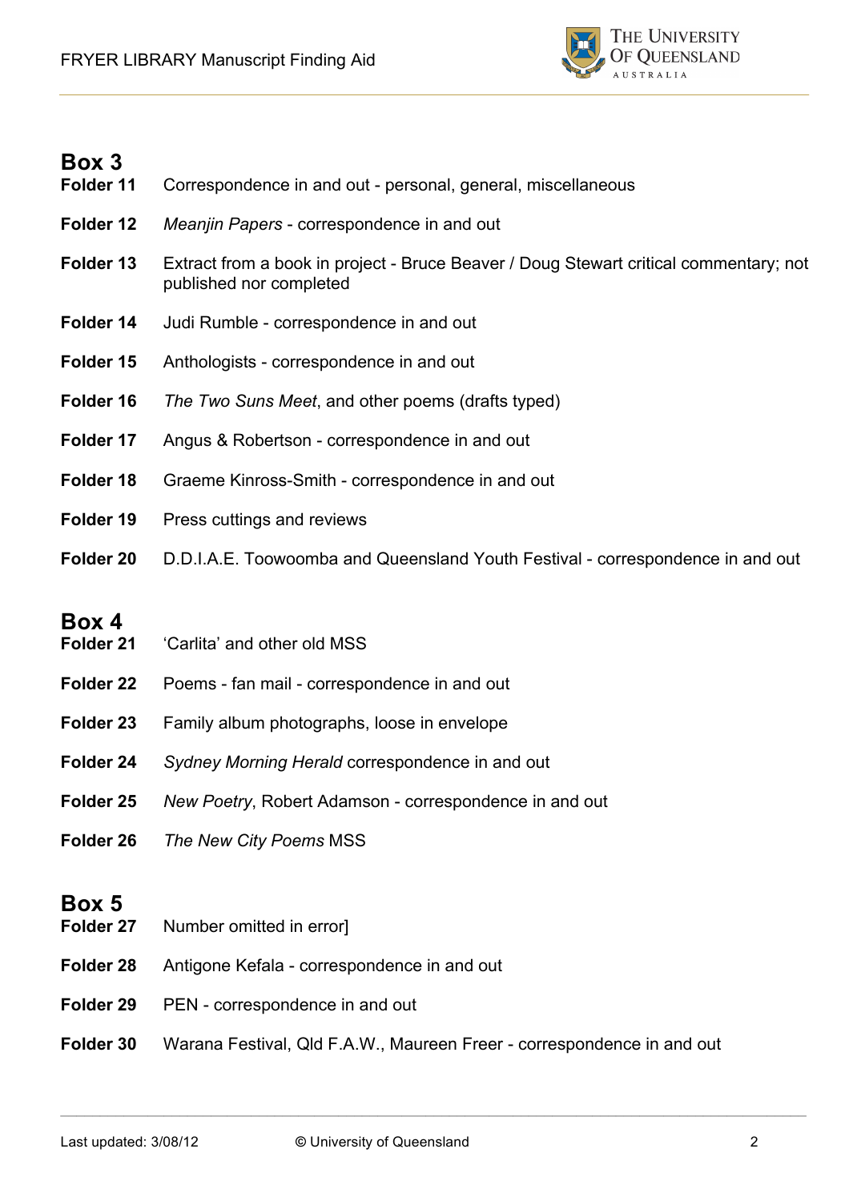## Box 3

**Folder 11** Correspondence in and out - personal, general, miscellaneous

**Folder 12** *Meanjin Papers* - correspondence in and out

**Folder 13** Extract from a book in project - Bruce Beaver / Doug Stewart critical commentary; not published nor completed

**Folder 14** Judi Rumble - correspondence in and out

**Folder 15** Anthologists - correspondence in and out

**Folder 16** *The Two Suns Meet*, and other poems (drafts typed)

**Folder 17** Angus & Robertson - correspondence in and out

**Folder 18** Graeme Kinross-Smith - correspondence in and out

**Folder 19** Press cuttings and reviews

**Folder 20** D.D.I.A.E. Toowoomba and Queensland Youth Festival - correspondence in and out

## Box 4

**Folder 21** 'Carlita' and other old MSS

**Folder 22** Poems - fan mail - correspondence in and out

**Folder 23** Family album photographs, loose in envelope

**Folder 24** *Sydney Morning Herald* correspondence in and out

**Folder 25** *New Poetry*, Robert Adamson - correspondence in and out

**Folder 26** *The New City Poems* MSS

## Box 5

**Folder 27** Number omitted in error]

**Folder 28** Antigone Kefala - correspondence in and out

**Folder 29** PEN - correspondence in and out

**Folder 30** Warana Festival, Qld F.A.W., Maureen Freer - correspondence in and out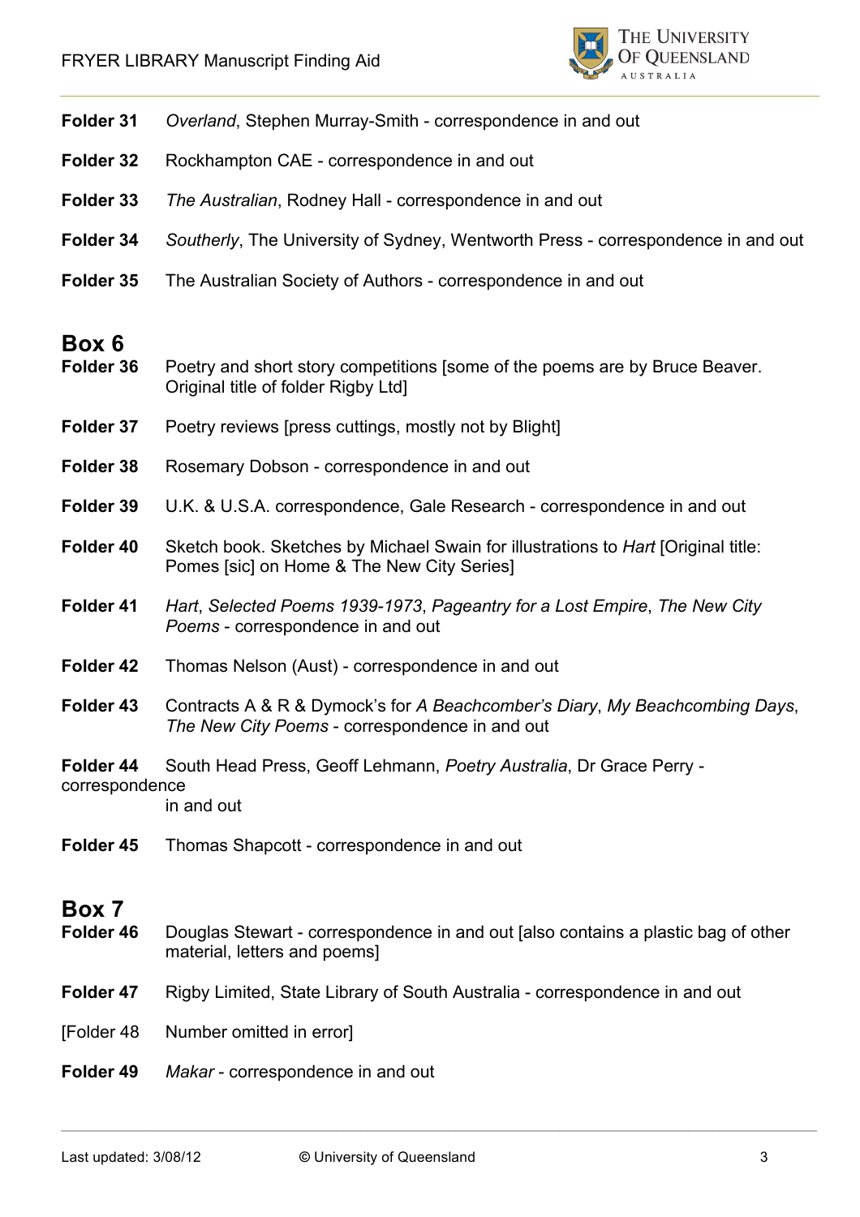**Folder 31** *Overland*, Stephen Murray-Smith - correspondence in and out

**Folder 32** Rockhampton CAE - correspondence in and out

**Folder 33** *The Australian*, Rodney Hall - correspondence in and out

**Folder 34** *Southerly*, The University of Sydney, Wentworth Press - correspondence in and out

**Folder 35** The Australian Society of Authors - correspondence in and out

## Box 6

**Folder 36** Poetry and short story competitions [some of the poems are by Bruce Beaver. Original title of folder Rigby Ltd]

**Folder 37** Poetry reviews [press cuttings, mostly not by Blight]

**Folder 38** Rosemary Dobson - correspondence in and out

**Folder 39** U.K. & U.S.A. correspondence, Gale Research - correspondence in and out

**Folder 40** Sketch book. Sketches by Michael Swain for illustrations to *Hart* [Original title: Pomes [sic] on Home & The New City Series]

**Folder 41** *Hart*, *Selected Poems 1939-1973*, *Pageantry for a Lost Empire*, *The New City Poems* - correspondence in and out

**Folder 42** Thomas Nelson (Aust) - correspondence in and out

**Folder 43** Contracts A & R & Dymock's for *A Beachcomber's Diary*, *My Beachcombing Days*, *The New City Poems* - correspondence in and out

**Folder 44** South Head Press, Geoff Lehmann, *Poetry Australia*, Dr Grace Perry - correspondence in and out

**Folder 45** Thomas Shapcott - correspondence in and out

## Box 7

**Folder 46** Douglas Stewart - correspondence in and out [also contains a plastic bag of other material, letters and poems]

**Folder 47** Rigby Limited, State Library of South Australia - correspondence in and out

[Folder 48 Number omitted in error]

**Folder 49** *Makar* - correspondence in and out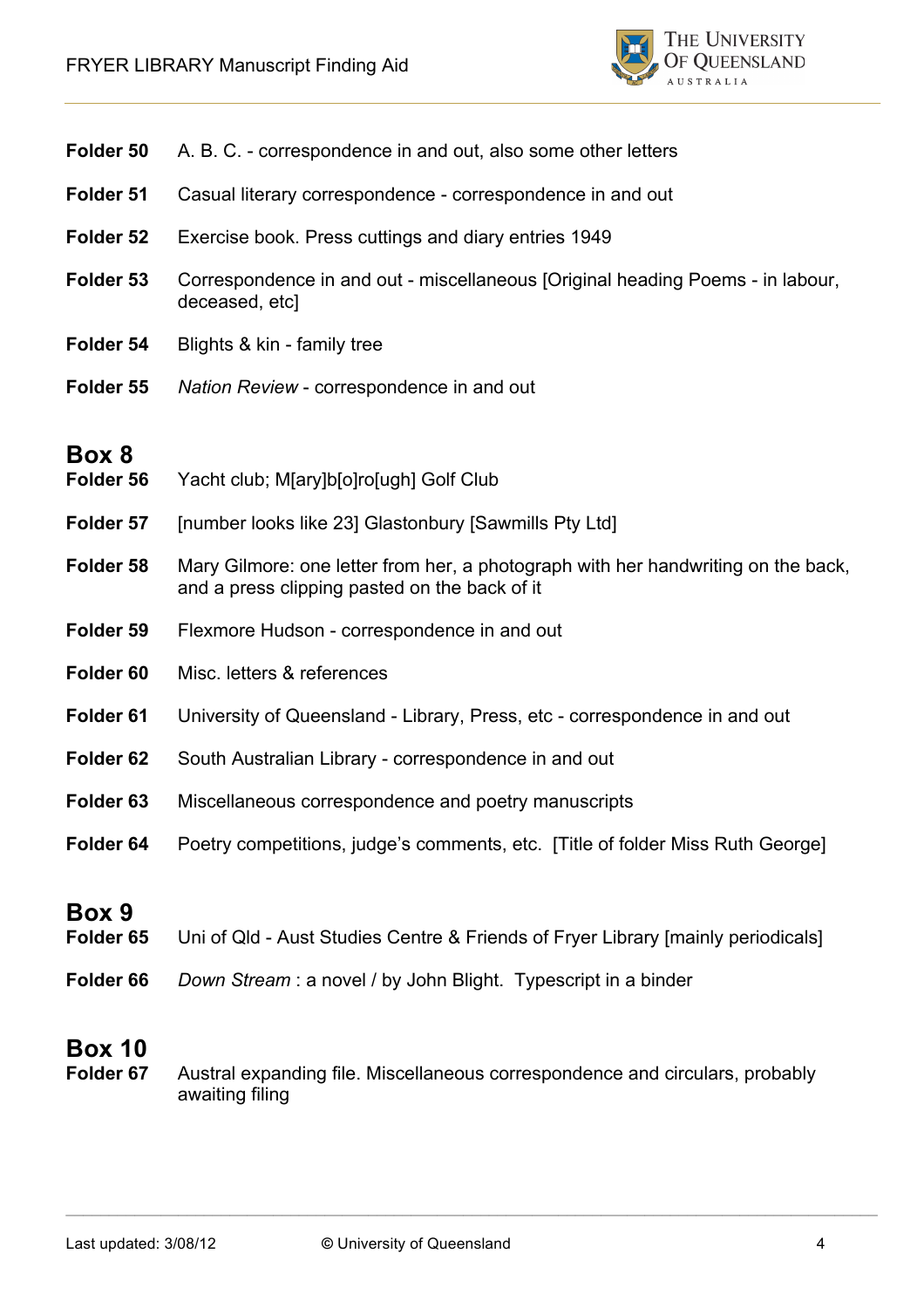**Folder 50** A. B. C. - correspondence in and out, also some other letters

**Folder 51** Casual literary correspondence - correspondence in and out

**Folder 52** Exercise book. Press cuttings and diary entries 1949

**Folder 53** Correspondence in and out - miscellaneous [Original heading Poems - in labour, deceased, etc]

**Folder 54** Blights & kin - family tree

**Folder 55** *Nation Review* - correspondence in and out

## Box 8

**Folder 56** Yacht club; M[ary]b[o]ro[ugh] Golf Club

**Folder 57** [number looks like 23] Glastonbury [Sawmills Pty Ltd]

**Folder 58** Mary Gilmore: one letter from her, a photograph with her handwriting on the back, and a press clipping pasted on the back of it

**Folder 59** Flexmore Hudson - correspondence in and out

**Folder 60** Misc. letters & references

**Folder 61** University of Queensland - Library, Press, etc - correspondence in and out

**Folder 62** South Australian Library - correspondence in and out

**Folder 63** Miscellaneous correspondence and poetry manuscripts

**Folder 64** Poetry competitions, judge's comments, etc. [Title of folder Miss Ruth George]

## Box 9

**Folder 65** Uni of Qld - Aust Studies Centre & Friends of Fryer Library [mainly periodicals]

**Folder 66** *Down Stream* : a novel / by John Blight. Typescript in a binder

## Box 10

**Folder 67** Austral expanding file. Miscellaneous correspondence and circulars, probably awaiting filing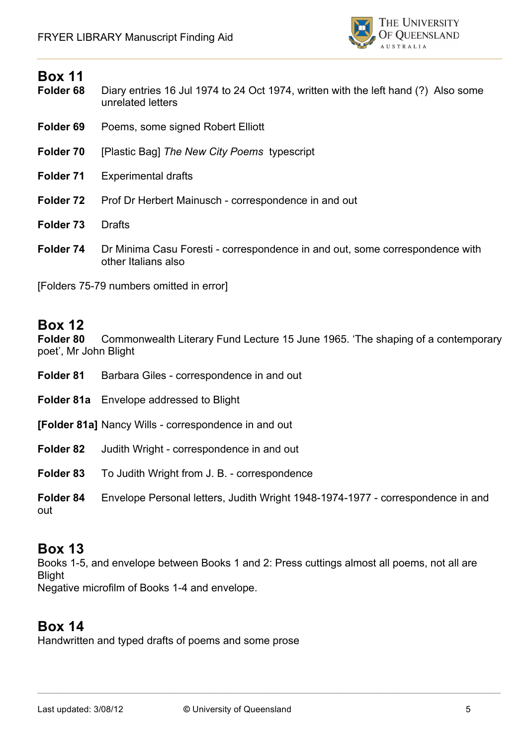## Box 11

**Folder 68** Diary entries 16 Jul 1974 to 24 Oct 1974, written with the left hand (?) Also some unrelated letters

**Folder 69** Poems, some signed Robert Elliott

**Folder 70** [Plastic Bag] *The New City Poems* typescript

**Folder 71** Experimental drafts

**Folder 72** Prof Dr Herbert Mainusch - correspondence in and out

**Folder 73** Drafts

**Folder 74** Dr Minima Casu Foresti - correspondence in and out, some correspondence with other Italians also

[Folders 75-79 numbers omitted in error]

## Box 12

**Folder 80** Commonwealth Literary Fund Lecture 15 June 1965. 'The shaping of a contemporary poet', Mr John Blight

**Folder 81** Barbara Giles - correspondence in and out

**Folder 81a** Envelope addressed to Blight

**[Folder 81a]** Nancy Wills - correspondence in and out

**Folder 82** Judith Wright - correspondence in and out

**Folder 83** To Judith Wright from J. B. - correspondence

**Folder 84** Envelope Personal letters, Judith Wright 1948-1974-1977 - correspondence in and out

## Box 13

Books 1-5, and envelope between Books 1 and 2: Press cuttings almost all poems, not all are Blight

Negative microfilm of Books 1-4 and envelope.

## Box 14

Handwritten and typed drafts of poems and some prose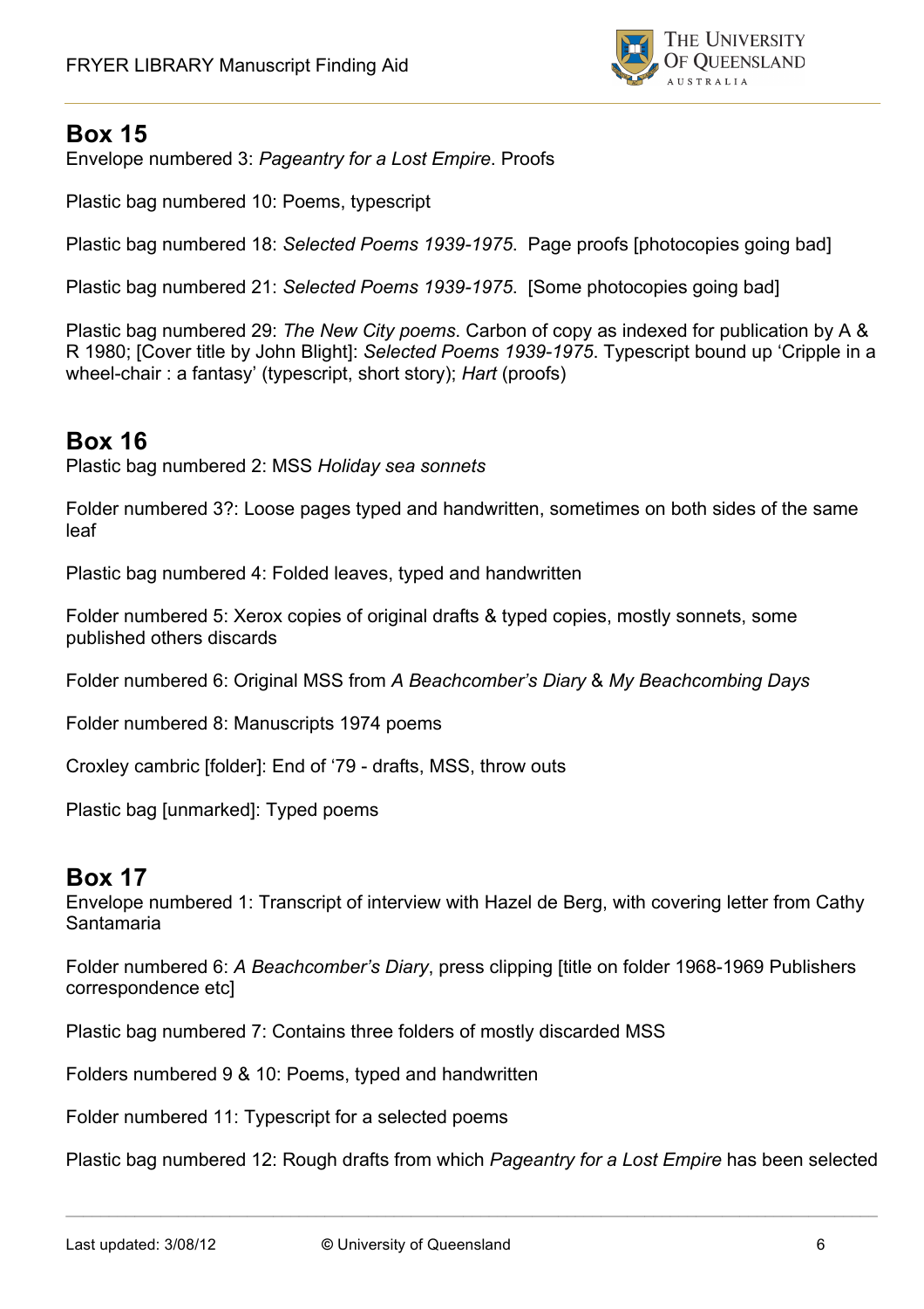## Box 15

Envelope numbered 3: *Pageantry for a Lost Empire*. Proofs

Plastic bag numbered 10: Poems, typescript

Plastic bag numbered 18: *Selected Poems 1939-1975*. Page proofs [photocopies going bad]

Plastic bag numbered 21: *Selected Poems 1939-1975*. [Some photocopies going bad]

Plastic bag numbered 29: *The New City poems*. Carbon of copy as indexed for publication by A & R 1980; [Cover title by John Blight]: *Selected Poems 1939-1975*. Typescript bound up 'Cripple in a wheel-chair : a fantasy' (typescript, short story); *Hart* (proofs)

## Box 16

Plastic bag numbered 2: MSS *Holiday sea sonnets*

Folder numbered 3?: Loose pages typed and handwritten, sometimes on both sides of the same leaf

Plastic bag numbered 4: Folded leaves, typed and handwritten

Folder numbered 5: Xerox copies of original drafts & typed copies, mostly sonnets, some published others discards

Folder numbered 6: Original MSS from *A Beachcomber's Diary* & *My Beachcombing Days*

Folder numbered 8: Manuscripts 1974 poems

Croxley cambric [folder]: End of '79 - drafts, MSS, throw outs

Plastic bag [unmarked]: Typed poems

## Box 17

Envelope numbered 1: Transcript of interview with Hazel de Berg, with covering letter from Cathy Santamaria

Folder numbered 6: *A Beachcomber's Diary*, press clipping [title on folder 1968-1969 Publishers correspondence etc]

Plastic bag numbered 7: Contains three folders of mostly discarded MSS

Folders numbered 9 & 10: Poems, typed and handwritten

Folder numbered 11: Typescript for a selected poems

Plastic bag numbered 12: Rough drafts from which *Pageantry for a Lost Empire* has been selected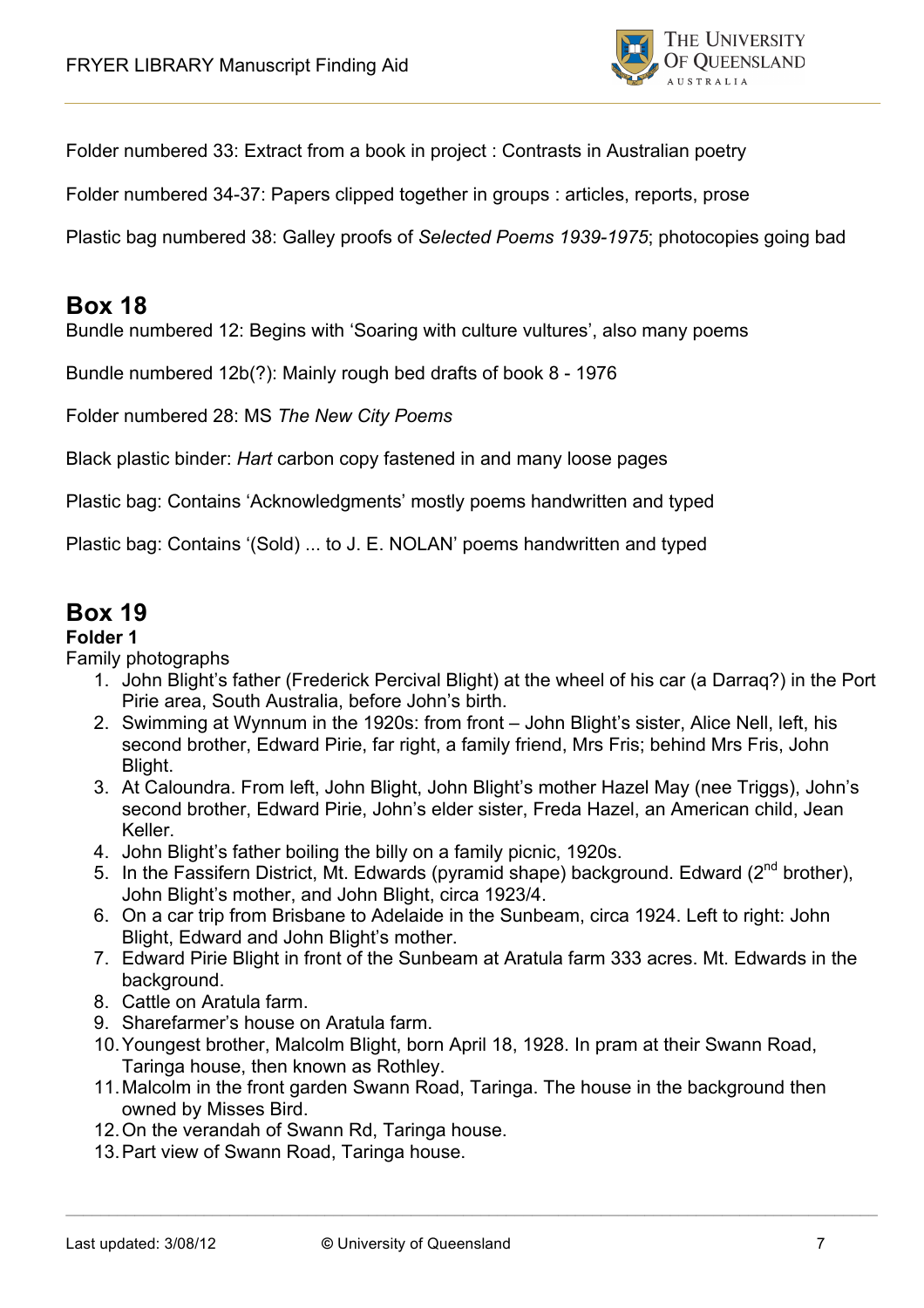Folder numbered 33: Extract from a book in project : Contrasts in Australian poetry

Folder numbered 34-37: Papers clipped together in groups : articles, reports, prose

Plastic bag numbered 38: Galley proofs of *Selected Poems 1939-1975*; photocopies going bad

## Box 18

Bundle numbered 12: Begins with 'Soaring with culture vultures', also many poems

Bundle numbered 12b(?): Mainly rough bed drafts of book 8 - 1976

Folder numbered 28: MS *The New City Poems*

Black plastic binder: *Hart* carbon copy fastened in and many loose pages

Plastic bag: Contains 'Acknowledgments' mostly poems handwritten and typed

Plastic bag: Contains '(Sold) ... to J. E. NOLAN' poems handwritten and typed

## Box 19

**Folder 1**

Family photographs

1. John Blight's father (Frederick Percival Blight) at the wheel of his car (a Darraq?) in the Port Pirie area, South Australia, before John's birth.
2. Swimming at Wynnum in the 1920s: from front – John Blight's sister, Alice Nell, left, his second brother, Edward Pirie, far right, a family friend, Mrs Fris; behind Mrs Fris, John Blight.
3. At Caloundra. From left, John Blight, John Blight's mother Hazel May (nee Triggs), John's second brother, Edward Pirie, John's elder sister, Freda Hazel, an American child, Jean Keller.
4. John Blight's father boiling the billy on a family picnic, 1920s.
5. In the Fassifern District, Mt. Edwards (pyramid shape) background. Edward (2nd brother), John Blight's mother, and John Blight, circa 1923/4.
6. On a car trip from Brisbane to Adelaide in the Sunbeam, circa 1924. Left to right: John Blight, Edward and John Blight's mother.
7. Edward Pirie Blight in front of the Sunbeam at Aratula farm 333 acres. Mt. Edwards in the background.
8. Cattle on Aratula farm.
9. Sharefarmer's house on Aratula farm.
10. Youngest brother, Malcolm Blight, born April 18, 1928. In pram at their Swann Road, Taringa house, then known as Rothley.
11. Malcolm in the front garden Swann Road, Taringa. The house in the background then owned by Misses Bird.
12. On the verandah of Swann Rd, Taringa house.
13. Part view of Swann Road, Taringa house.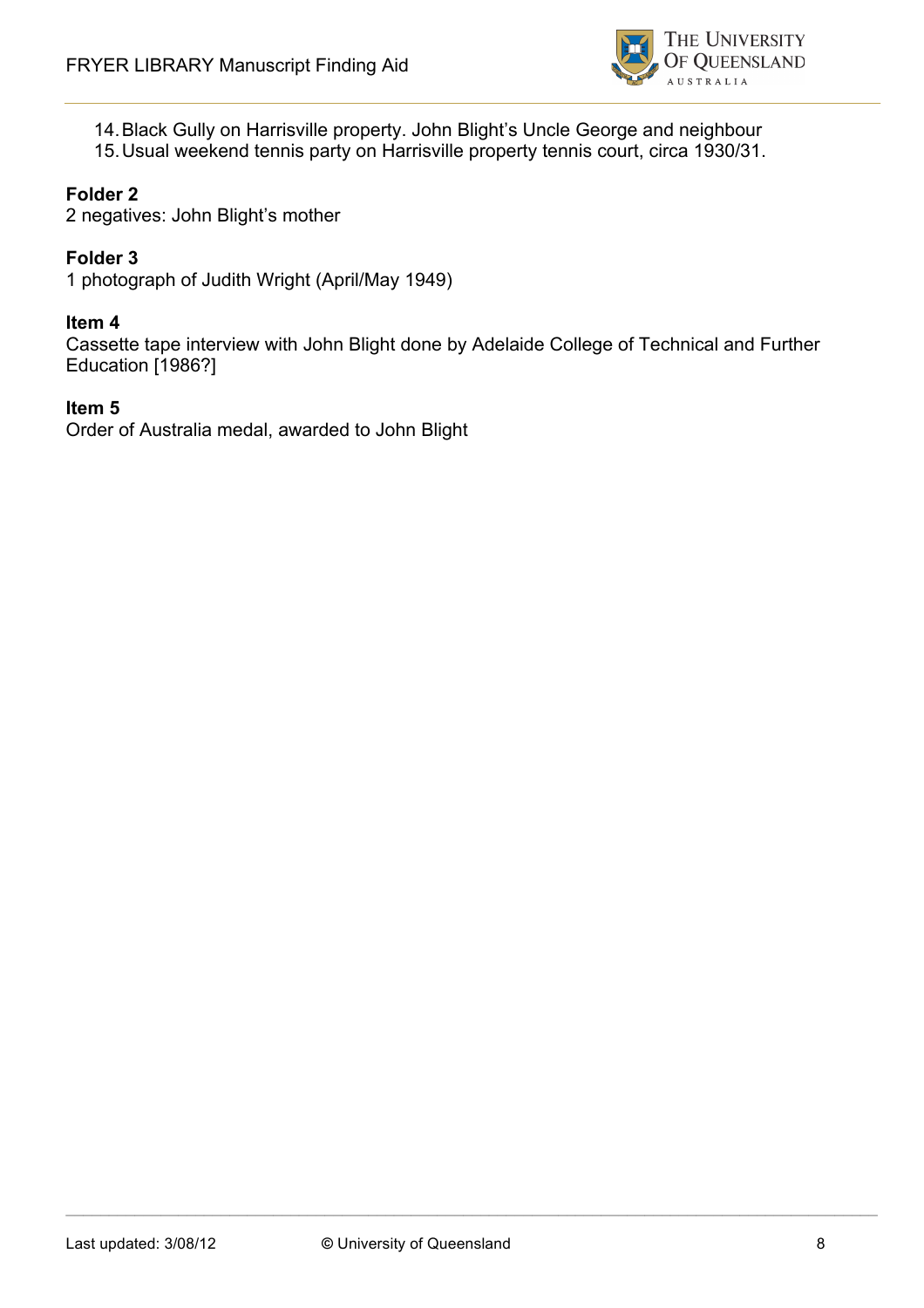14. Black Gully on Harrisville property. John Blight's Uncle George and neighbour
15. Usual weekend tennis party on Harrisville property tennis court, circa 1930/31.

**Folder 2**
2 negatives: John Blight's mother

**Folder 3**
1 photograph of Judith Wright (April/May 1949)

**Item 4**
Cassette tape interview with John Blight done by Adelaide College of Technical and Further Education [1986?]

**Item 5**
Order of Australia medal, awarded to John Blight